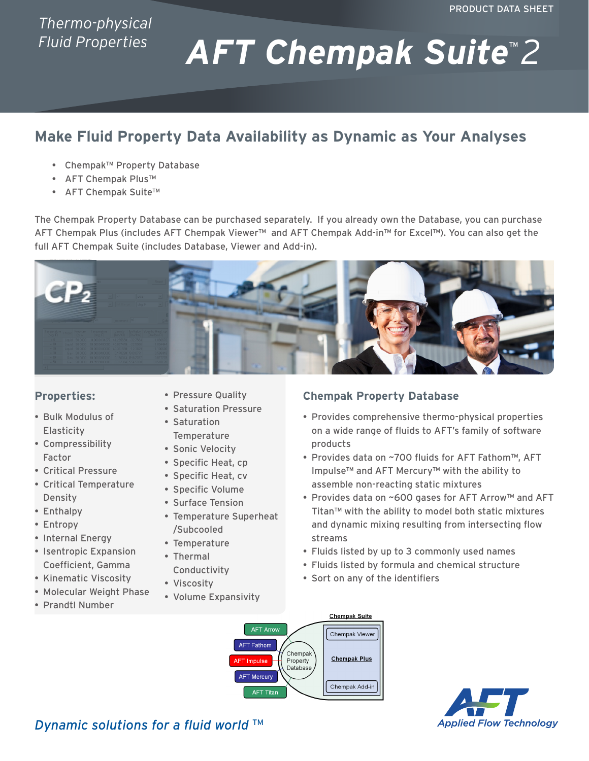PRODUCT DATA SHEET

*Thermo-physical Fluid Properties*

# AFT Chempak Suite™ 2

## Make Fluid Property Data Availability as Dynamic as Your Analyses

- Chempak™ Property Database
- AFT Chempak Plus™
- AFT Chempak Suite™

The Chempak Property Database can be purchased separately. If you already own the Database, you can purchase AFT Chempak Plus (includes AFT Chempak Viewer™ and AFT Chempak Add-in™ for Excel™). You can also get the full AFT Chempak Suite (includes Database, Viewer and Add-in).

### Properties:

- Bulk Modulus of Elasticity
- Compressibility Factor
- Critical Pressure
- Critical Temperature Density
- Enthalpy
- Entropy
- Internal Energy
- Isentropic Expansion Coefficient, Gamma
- Kinematic Viscosity
- Molecular Weight Phase
- Prandtl Number
- Pressure Quality
- Saturation Pressure
- Saturation Temperature
- Sonic Velocity
- Specific Heat, cp
- Specific Heat, cv
- Specific Volume
- Surface Tension
- Temperature Superheat /Subcooled
- Temperature
- Thermal Conductivity
- Viscosity
- Volume Expansivity

### Chempak Property Database

- Provides comprehensive thermo-physical properties on a wide range of fluids to AFT's family of software products
- Provides data on ~700 fluids for AFT Fathom™, AFT Impulse™ and AFT Mercury™ with the ability to assemble non-reacting static mixtures
- Provides data on ~600 gases for AFT Arrow™ and AFT Titan™ with the ability to model both static mixtures and dynamic mixing resulting from intersecting flow streams
- Fluids listed by up to 3 commonly used names
- Fluids listed by formula and chemical structure
- Sort on any of the identifiers

Chempak Suite: Chempak Viewer, Chempak Plus, Chempak Add-in

Chempak Property Database: AFT Arrow, AFT Fathom, AFT Impulse, AFT Mercury, AFT Titan

*Dynamic solutions for a fluid world ™*

AFT Applied Flow Technology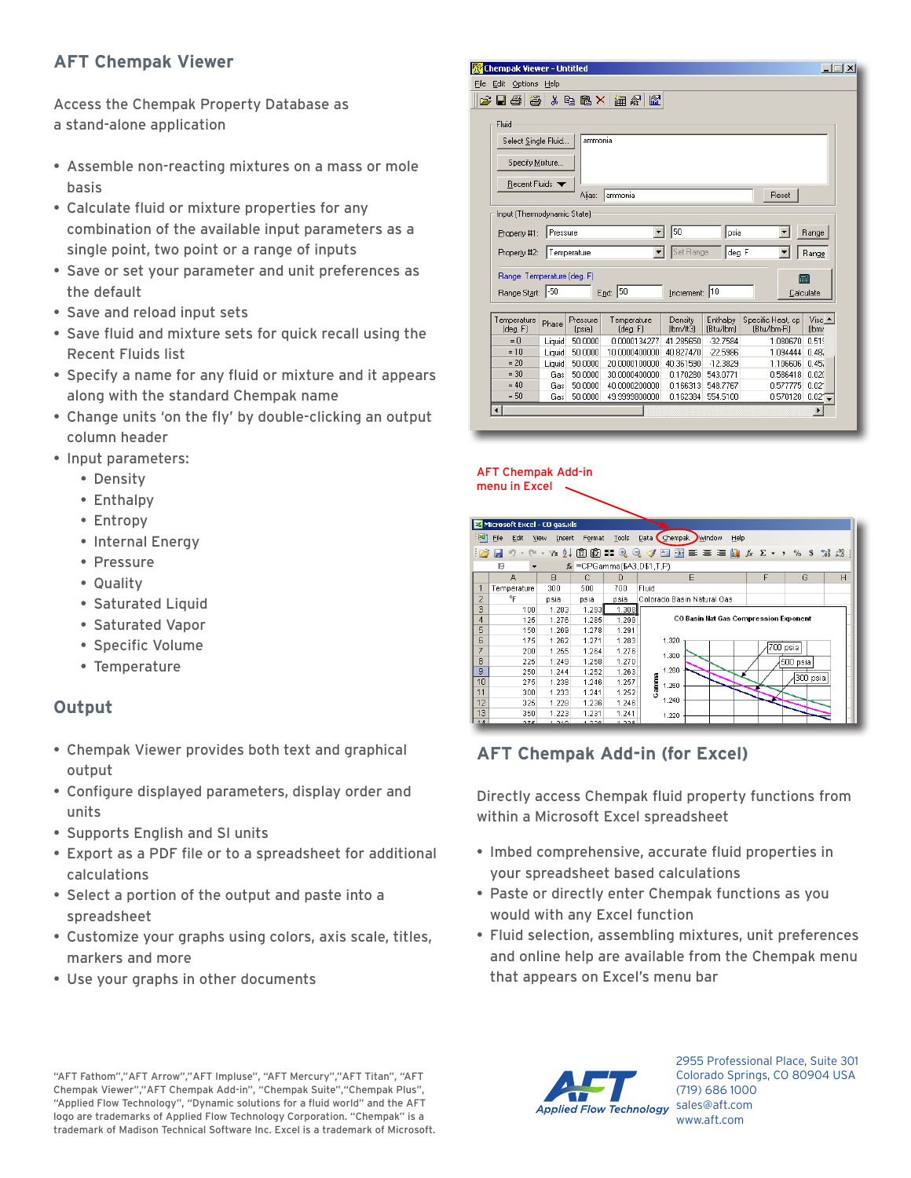## AFT Chempak Viewer

Access the Chempak Property Database as a stand-alone application

- Assemble non-reacting mixtures on a mass or mole basis
- Calculate fluid or mixture properties for any combination of the available input parameters as a single point, two point or a range of inputs
- Save or set your parameter and unit preferences as the default
- Save and reload input sets
- Save fluid and mixture sets for quick recall using the Recent Fluids list
- Specify a name for any fluid or mixture and it appears along with the standard Chempak name
- Change units 'on the fly' by double-clicking an output column header
- Input parameters:
  - Density
  - Enthalpy
  - Entropy
  - Internal Energy
  - Pressure
  - Quality
  - Saturated Liquid
  - Saturated Vapor
  - Specific Volume
  - Temperature

## Output

- Chempak Viewer provides both text and graphical output
- Configure displayed parameters, display order and units
- Supports English and SI units
- Export as a PDF file or to a spreadsheet for additional calculations
- Select a portion of the output and paste into a spreadsheet
- Customize your graphs using colors, axis scale, titles, markers and more
- Use your graphs in other documents

AFT Chempak Add-in menu in Excel

## AFT Chempak Add-in (for Excel)

Directly access Chempak fluid property functions from within a Microsoft Excel spreadsheet

- Imbed comprehensive, accurate fluid properties in your spreadsheet based calculations
- Paste or directly enter Chempak functions as you would with any Excel function
- Fluid selection, assembling mixtures, unit preferences and online help are available from the Chempak menu that appears on Excel's menu bar

"AFT Fathom","AFT Arrow","AFT Impluse", "AFT Mercury","AFT Titan", "AFT Chempak Viewer","AFT Chempak Add-in", "Chempak Suite","Chempak Plus", "Applied Flow Technology", "Dynamic solutions for a fluid world" and the AFT logo are trademarks of Applied Flow Technology Corporation. "Chempak" is a trademark of Madison Technical Software Inc. Excel is a trademark of Microsoft.

AFT Applied Flow Technology

2955 Professional Place, Suite 301
Colorado Springs, CO 80904 USA
(719) 686 1000
sales@aft.com
www.aft.com